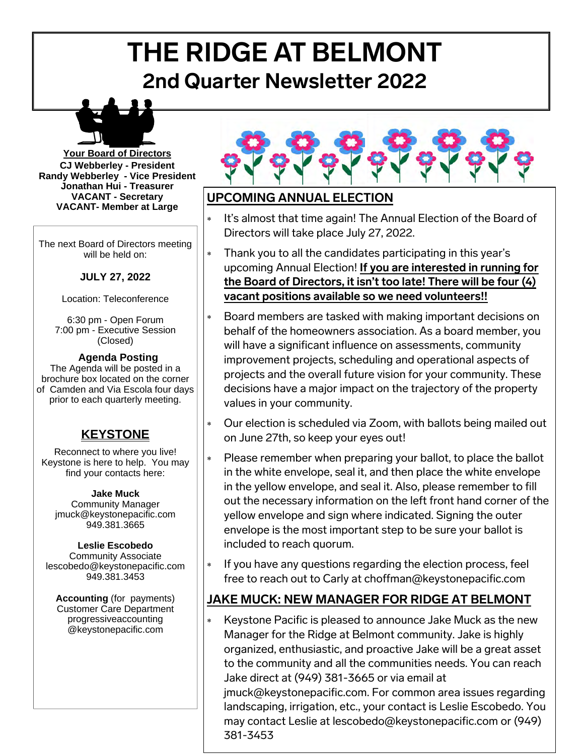# THE RIDGE AT BELMONT

## 2nd Quarter Newsletter 2022

**Your Board of Directors**

**CJ Webberley - President**
**Randy Webberley - Vice President**
**Jonathan Hui - Treasurer**
**VACANT - Secretary**
**VACANT- Member at Large**

The next Board of Directors meeting will be held on:

**JULY 27, 2022**

Location: Teleconference

6:30 pm - Open Forum
7:00 pm - Executive Session (Closed)

**Agenda Posting**

The Agenda will be posted in a brochure box located on the corner of Camden and Via Escola four days prior to each quarterly meeting.

### KEYSTONE

Reconnect to where you live! Keystone is here to help. You may find your contacts here:

**Jake Muck**
Community Manager
jmuck@keystonepacific.com
949.381.3665

**Leslie Escobedo**
Community Associate
lescobedo@keystonepacific.com
949.381.3453

**Accounting** (for payments)
Customer Care Department
progressiveaccounting
@keystonepacific.com

## UPCOMING ANNUAL ELECTION

- It's almost that time again! The Annual Election of the Board of Directors will take place July 27, 2022.
- Thank you to all the candidates participating in this year's upcoming Annual Election! **If you are interested in running for the Board of Directors, it isn't too late! There will be four (4) vacant positions available so we need volunteers!!**
- Board members are tasked with making important decisions on behalf of the homeowners association. As a board member, you will have a significant influence on assessments, community improvement projects, scheduling and operational aspects of projects and the overall future vision for your community. These decisions have a major impact on the trajectory of the property values in your community.
- Our election is scheduled via Zoom, with ballots being mailed out on June 27th, so keep your eyes out!
- Please remember when preparing your ballot, to place the ballot in the white envelope, seal it, and then place the white envelope in the yellow envelope, and seal it. Also, please remember to fill out the necessary information on the left front hand corner of the yellow envelope and sign where indicated. Signing the outer envelope is the most important step to be sure your ballot is included to reach quorum.
- If you have any questions regarding the election process, feel free to reach out to Carly at choffman@keystonepacific.com

## JAKE MUCK: NEW MANAGER FOR RIDGE AT BELMONT

- Keystone Pacific is pleased to announce Jake Muck as the new Manager for the Ridge at Belmont community. Jake is highly organized, enthusiastic, and proactive Jake will be a great asset to the community and all the communities needs. You can reach Jake direct at (949) 381-3665 or via email at jmuck@keystonepacific.com. For common area issues regarding landscaping, irrigation, etc., your contact is Leslie Escobedo. You may contact Leslie at lescobedo@keystonepacific.com or (949) 381-3453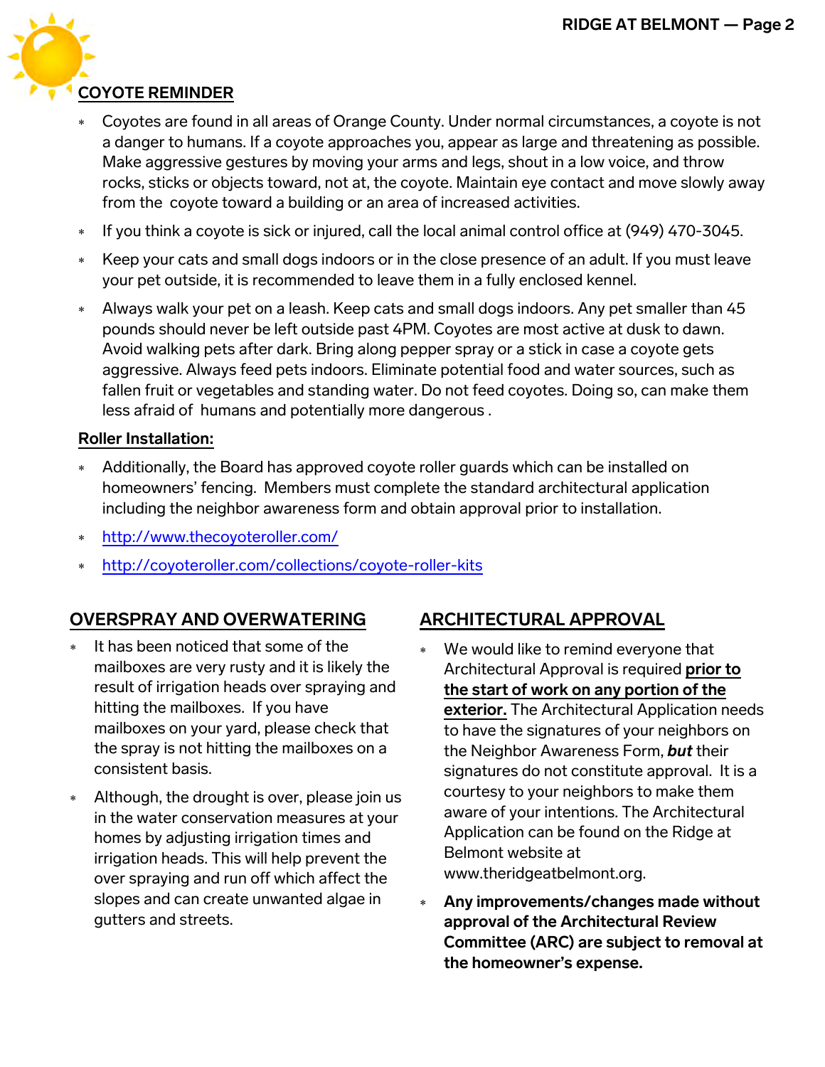## COYOTE REMINDER

- Coyotes are found in all areas of Orange County. Under normal circumstances, a coyote is not a danger to humans. If a coyote approaches you, appear as large and threatening as possible. Make aggressive gestures by moving your arms and legs, shout in a low voice, and throw rocks, sticks or objects toward, not at, the coyote. Maintain eye contact and move slowly away from the coyote toward a building or an area of increased activities.
- If you think a coyote is sick or injured, call the local animal control office at (949) 470-3045.
- Keep your cats and small dogs indoors or in the close presence of an adult. If you must leave your pet outside, it is recommended to leave them in a fully enclosed kennel.
- Always walk your pet on a leash. Keep cats and small dogs indoors. Any pet smaller than 45 pounds should never be left outside past 4PM. Coyotes are most active at dusk to dawn. Avoid walking pets after dark. Bring along pepper spray or a stick in case a coyote gets aggressive. Always feed pets indoors. Eliminate potential food and water sources, such as fallen fruit or vegetables and standing water. Do not feed coyotes. Doing so, can make them less afraid of humans and potentially more dangerous .

### Roller Installation:

- Additionally, the Board has approved coyote roller guards which can be installed on homeowners' fencing. Members must complete the standard architectural application including the neighbor awareness form and obtain approval prior to installation.
- http://www.thecoyoteroller.com/
- http://coyoteroller.com/collections/coyote-roller-kits

## OVERSPRAY AND OVERWATERING

- It has been noticed that some of the mailboxes are very rusty and it is likely the result of irrigation heads over spraying and hitting the mailboxes. If you have mailboxes on your yard, please check that the spray is not hitting the mailboxes on a consistent basis.
- Although, the drought is over, please join us in the water conservation measures at your homes by adjusting irrigation times and irrigation heads. This will help prevent the over spraying and run off which affect the slopes and can create unwanted algae in gutters and streets.

## ARCHITECTURAL APPROVAL

- We would like to remind everyone that Architectural Approval is required **prior to the start of work on any portion of the exterior.** The Architectural Application needs to have the signatures of your neighbors on the Neighbor Awareness Form, ***but*** their signatures do not constitute approval. It is a courtesy to your neighbors to make them aware of your intentions. The Architectural Application can be found on the Ridge at Belmont website at www.theridgeatbelmont.org.
- **Any improvements/changes made without approval of the Architectural Review Committee (ARC) are subject to removal at the homeowner's expense.**